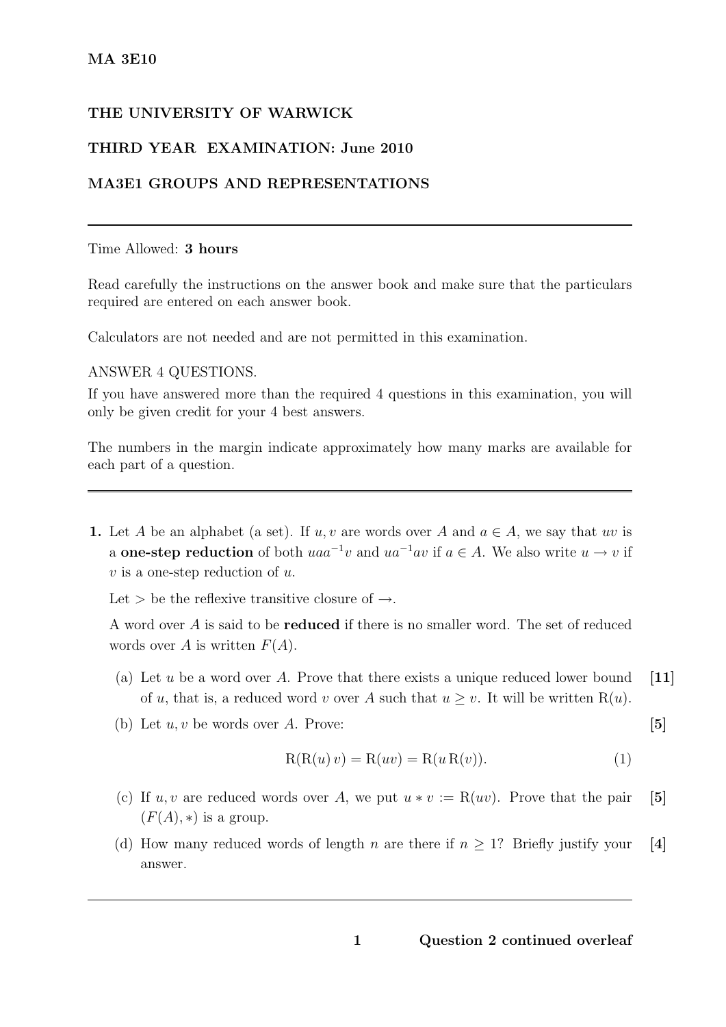**MA 3E10**

**THE UNIVERSITY OF WARWICK**

**THIRD YEAR EXAMINATION: June 2010**

**MA3E1 GROUPS AND REPRESENTATIONS**

---

Time Allowed: **3 hours**

Read carefully the instructions on the answer book and make sure that the particulars required are entered on each answer book.

Calculators are not needed and are not permitted in this examination.

ANSWER 4 QUESTIONS.

If you have answered more than the required 4 questions in this examination, you will only be given credit for your 4 best answers.

The numbers in the margin indicate approximately how many marks are available for each part of a question.

---

**1.** Let $A$ be an alphabet (a set). If $u, v$ are words over $A$ and $a \in A$, we say that $uv$ is a **one-step reduction** of both $uaa^{-1}v$ and $ua^{-1}av$ if $a \in A$. We also write $u \to v$ if $v$ is a one-step reduction of $u$.

Let $>$ be the reflexive transitive closure of $\to$.

A word over $A$ is said to be **reduced** if there is no smaller word. The set of reduced words over $A$ is written $F(A)$.

(a) Let $u$ be a word over $A$. Prove that there exists a unique reduced lower bound of $u$, that is, a reduced word $v$ over $A$ such that $u \geq v$. It will be written $\mathrm{R}(u)$. **[11]**

(b) Let $u, v$ be words over $A$. Prove: **[5]**

$$\mathrm{R}(\mathrm{R}(u)\,v) = \mathrm{R}(uv) = \mathrm{R}(u\,\mathrm{R}(v)). \tag{1}$$

(c) If $u, v$ are reduced words over $A$, we put $u * v := \mathrm{R}(uv)$. Prove that the pair $(F(A), *)$ is a group. **[5]**

(d) How many reduced words of length $n$ are there if $n \geq 1$? Briefly justify your answer. **[4]**

---

**Question 2 continued overleaf**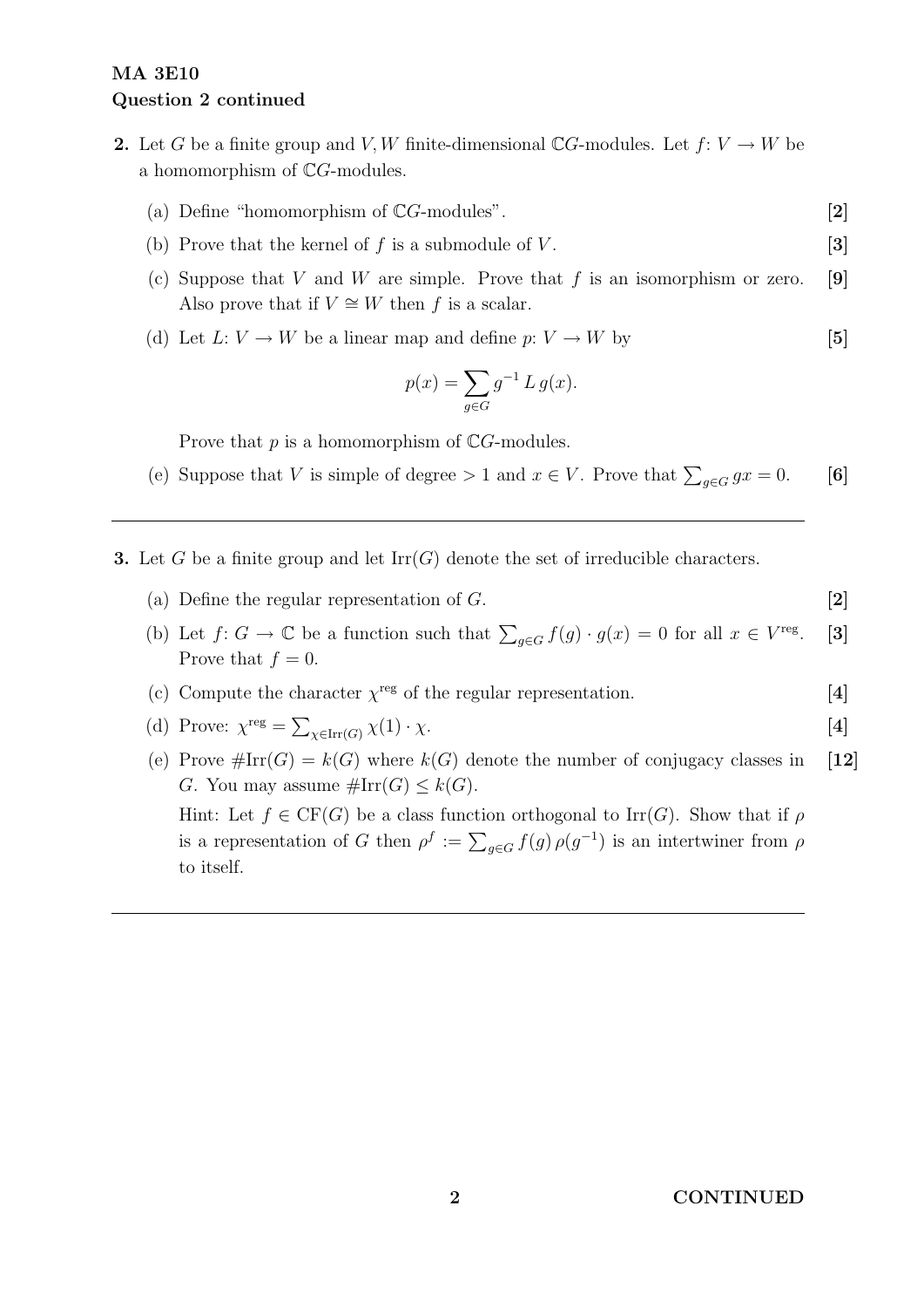**MA 3E10**
**Question 2 continued**

**2.** Let $G$ be a finite group and $V, W$ finite-dimensional $\mathbb{C}G$-modules. Let $f\colon V \to W$ be a homomorphism of $\mathbb{C}G$-modules.

(a) Define "homomorphism of $\mathbb{C}G$-modules". **[2]**

(b) Prove that the kernel of $f$ is a submodule of $V$. **[3]**

(c) Suppose that $V$ and $W$ are simple. Prove that $f$ is an isomorphism or zero. Also prove that if $V \cong W$ then $f$ is a scalar. **[9]**

(d) Let $L\colon V \to W$ be a linear map and define $p\colon V \to W$ by **[5]**

$$p(x) = \sum_{g \in G} g^{-1}\, L\, g(x).$$

Prove that $p$ is a homomorphism of $\mathbb{C}G$-modules.

(e) Suppose that $V$ is simple of degree $> 1$ and $x \in V$. Prove that $\sum_{g \in G} gx = 0$. **[6]**

---

**3.** Let $G$ be a finite group and let $\mathrm{Irr}(G)$ denote the set of irreducible characters.

(a) Define the regular representation of $G$. **[2]**

(b) Let $f\colon G \to \mathbb{C}$ be a function such that $\sum_{g \in G} f(g) \cdot g(x) = 0$ for all $x \in V^{\mathrm{reg}}$. Prove that $f = 0$. **[3]**

(c) Compute the character $\chi^{\mathrm{reg}}$ of the regular representation. **[4]**

(d) Prove: $\chi^{\mathrm{reg}} = \sum_{\chi \in \mathrm{Irr}(G)} \chi(1) \cdot \chi$. **[4]**

(e) Prove $\#\mathrm{Irr}(G) = k(G)$ where $k(G)$ denote the number of conjugacy classes in $G$. You may assume $\#\mathrm{Irr}(G) \leq k(G)$. **[12]**

Hint: Let $f \in \mathrm{CF}(G)$ be a class function orthogonal to $\mathrm{Irr}(G)$. Show that if $\rho$ is a representation of $G$ then $\rho^f := \sum_{g \in G} f(g)\, \rho(g^{-1})$ is an intertwiner from $\rho$ to itself.

---

**CONTINUED**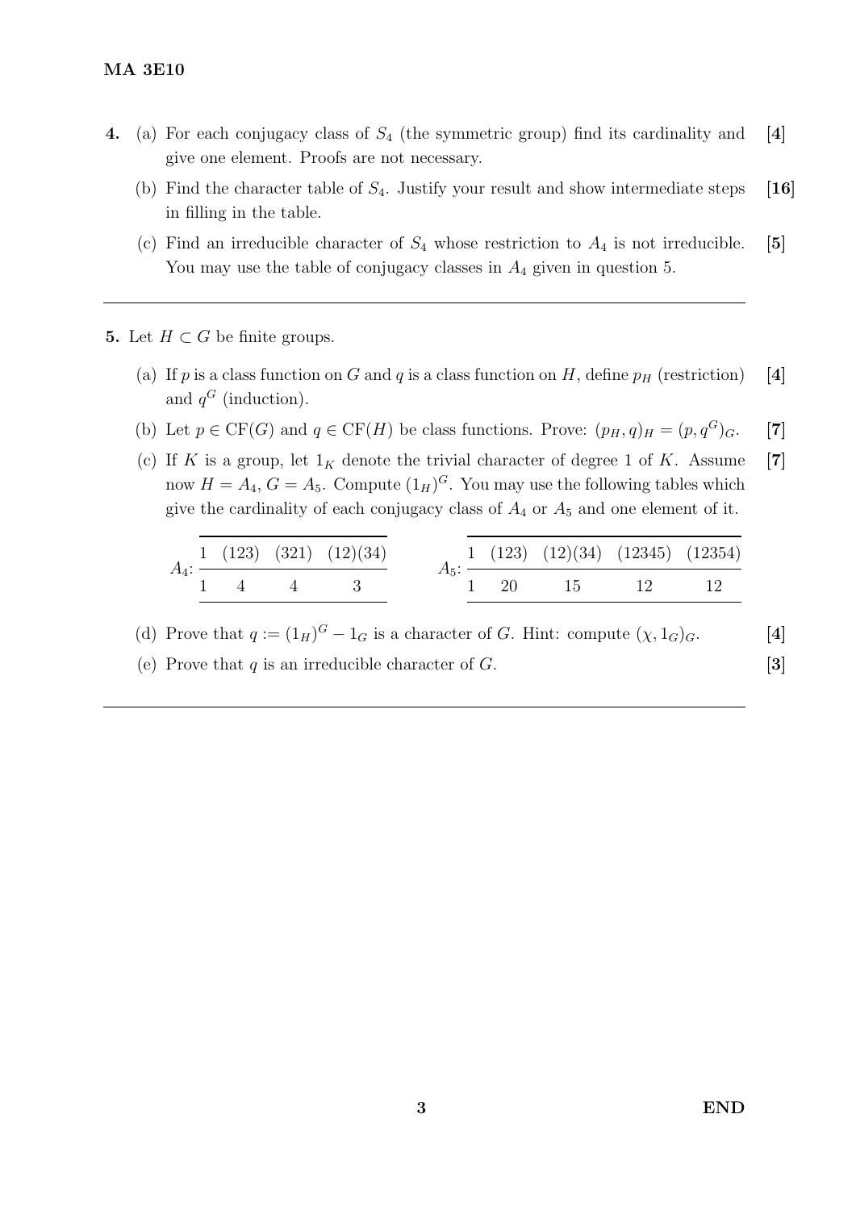**4.** (a) For each conjugacy class of $S_4$ (the symmetric group) find its cardinality and give one element. Proofs are not necessary. **[4]**

(b) Find the character table of $S_4$. Justify your result and show intermediate steps in filling in the table. **[16]**

(c) Find an irreducible character of $S_4$ whose restriction to $A_4$ is not irreducible. You may use the table of conjugacy classes in $A_4$ given in question 5. **[5]**

---

**5.** Let $H \subset G$ be finite groups.

(a) If $p$ is a class function on $G$ and $q$ is a class function on $H$, define $p_H$ (restriction) and $q^G$ (induction). **[4]**

(b) Let $p \in \mathrm{CF}(G)$ and $q \in \mathrm{CF}(H)$ be class functions. Prove: $(p_H, q)_H = (p, q^G)_G$. **[7]**

(c) If $K$ is a group, let $1_K$ denote the trivial character of degree 1 of $K$. Assume now $H = A_4$, $G = A_5$. Compute $(1_H)^G$. You may use the following tables which give the cardinality of each conjugacy class of $A_4$ or $A_5$ and one element of it. **[7]**

$A_4$:

| 1 | (123) | (321) | (12)(34) |
|---|---|---|---|
| 1 | 4 | 4 | 3 |

$A_5$:

| 1 | (123) | (12)(34) | (12345) | (12354) |
|---|---|---|---|---|
| 1 | 20 | 15 | 12 | 12 |

(d) Prove that $q := (1_H)^G - 1_G$ is a character of $G$. Hint: compute $(\chi, 1_G)_G$. **[4]**

(e) Prove that $q$ is an irreducible character of $G$. **[3]**

---